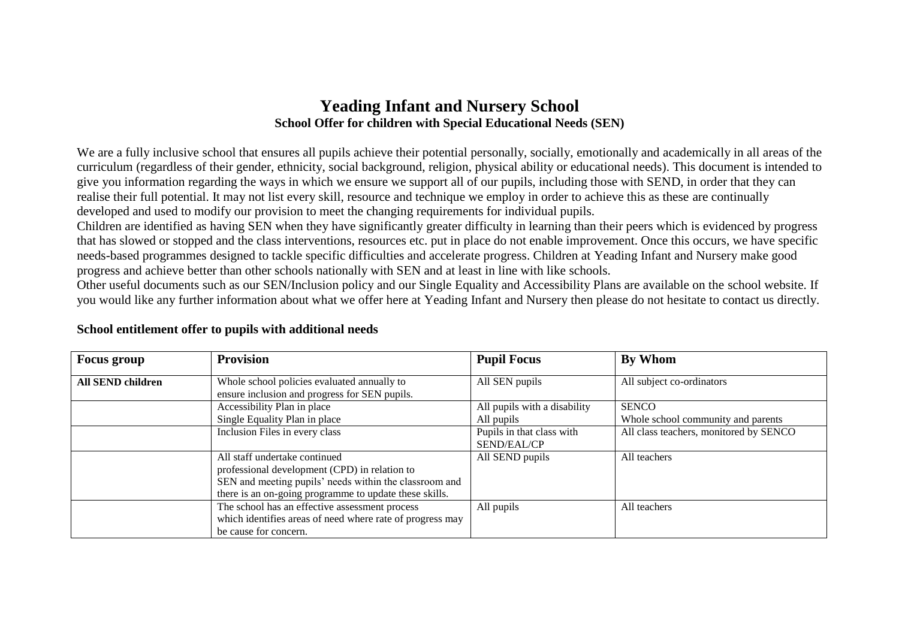# Yeading Infant and Nursery School

## School Offer for children with Special Educational Needs (SEN)

We are a fully inclusive school that ensures all pupils achieve their potential personally, socially, emotionally and academically in all areas of the curriculum (regardless of their gender, ethnicity, social background, religion, physical ability or educational needs). This document is intended to give you information regarding the ways in which we ensure we support all of our pupils, including those with SEND, in order that they can realise their full potential. It may not list every skill, resource and technique we employ in order to achieve this as these are continually developed and used to modify our provision to meet the changing requirements for individual pupils.

Children are identified as having SEN when they have significantly greater difficulty in learning than their peers which is evidenced by progress that has slowed or stopped and the class interventions, resources etc. put in place do not enable improvement. Once this occurs, we have specific needs-based programmes designed to tackle specific difficulties and accelerate progress. Children at Yeading Infant and Nursery make good progress and achieve better than other schools nationally with SEN and at least in line with like schools.

Other useful documents such as our SEN/Inclusion policy and our Single Equality and Accessibility Plans are available on the school website. If you would like any further information about what we offer here at Yeading Infant and Nursery then please do not hesitate to contact us directly.

### School entitlement offer to pupils with additional needs

| Focus group | Provision | Pupil Focus | By Whom |
|---|---|---|---|
| **All SEND children** | Whole school policies evaluated annually to ensure inclusion and progress for SEN pupils. | All SEN pupils | All subject co-ordinators |
| | Accessibility Plan in place<br>Single Equality Plan in place | All pupils with a disability<br>All pupils | SENCO<br>Whole school community and parents |
| | Inclusion Files in every class | Pupils in that class with SEND/EAL/CP | All class teachers, monitored by SENCO |
| | All staff undertake continued professional development (CPD) in relation to SEN and meeting pupils' needs within the classroom and there is an on-going programme to update these skills. | All SEND pupils | All teachers |
| | The school has an effective assessment process which identifies areas of need where rate of progress may be cause for concern. | All pupils | All teachers |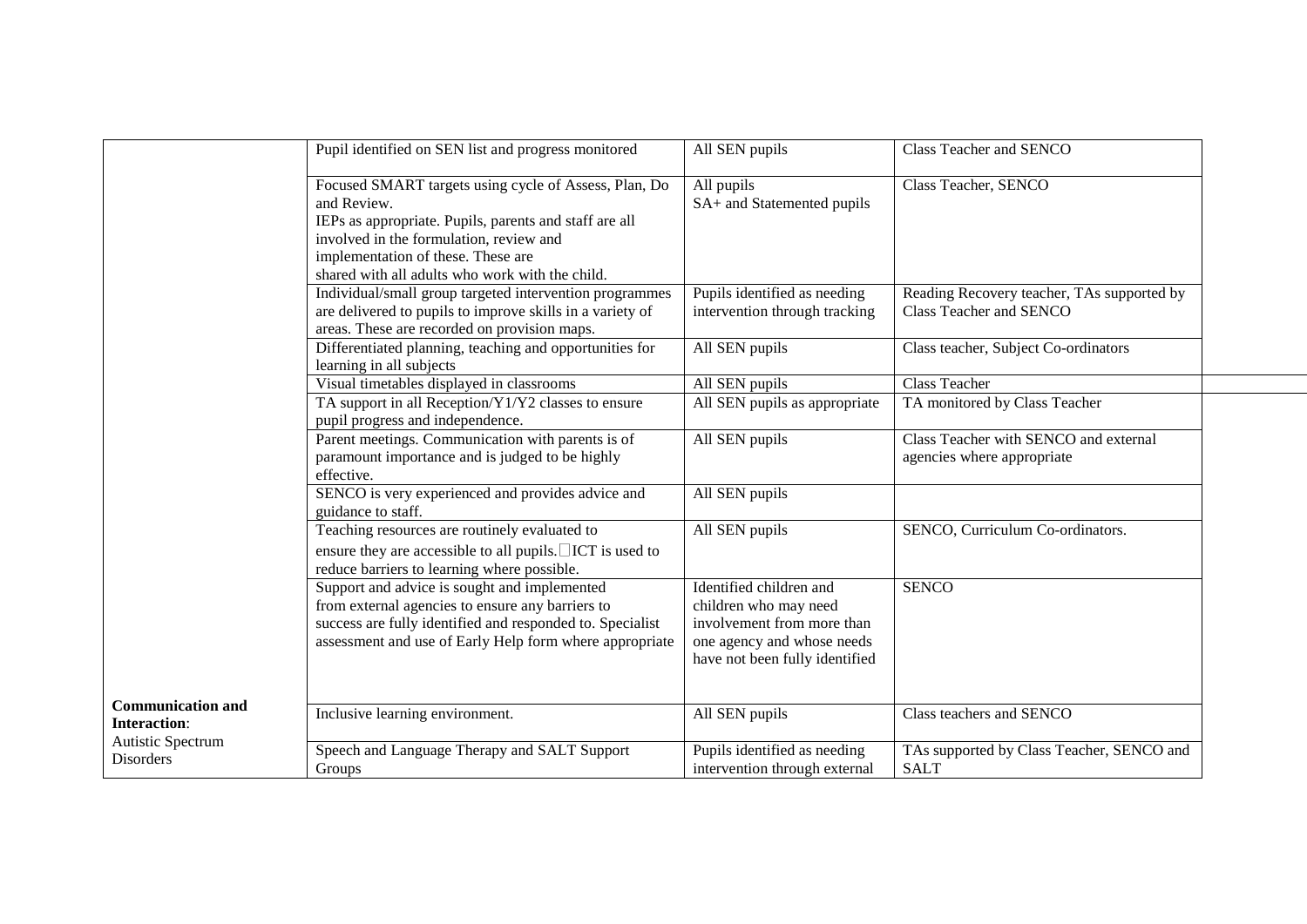| | | | |
|---|---|---|---|
| | Pupil identified on SEN list and progress monitored | All SEN pupils | Class Teacher and SENCO |
| | Focused SMART targets using cycle of Assess, Plan, Do and Review. IEPs as appropriate. Pupils, parents and staff are all involved in the formulation, review and implementation of these. These are shared with all adults who work with the child. | All pupils SA+ and Statemented pupils | Class Teacher, SENCO |
| | Individual/small group targeted intervention programmes are delivered to pupils to improve skills in a variety of areas. These are recorded on provision maps. | Pupils identified as needing intervention through tracking | Reading Recovery teacher, TAs supported by Class Teacher and SENCO |
| | Differentiated planning, teaching and opportunities for learning in all subjects | All SEN pupils | Class teacher, Subject Co-ordinators |
| | Visual timetables displayed in classrooms | All SEN pupils | Class Teacher |
| | TA support in all Reception/Y1/Y2 classes to ensure pupil progress and independence. | All SEN pupils as appropriate | TA monitored by Class Teacher |
| | Parent meetings. Communication with parents is of paramount importance and is judged to be highly effective. | All SEN pupils | Class Teacher with SENCO and external agencies where appropriate |
| | SENCO is very experienced and provides advice and guidance to staff. | All SEN pupils | |
| | Teaching resources are routinely evaluated to ensure they are accessible to all pupils. ICT is used to reduce barriers to learning where possible. | All SEN pupils | SENCO, Curriculum Co-ordinators. |
| | Support and advice is sought and implemented from external agencies to ensure any barriers to success are fully identified and responded to. Specialist assessment and use of Early Help form where appropriate | Identified children and children who may need involvement from more than one agency and whose needs have not been fully identified | SENCO |
| **Communication and Interaction**: Autistic Spectrum Disorders | Inclusive learning environment. | All SEN pupils | Class teachers and SENCO |
| | Speech and Language Therapy and SALT Support Groups | Pupils identified as needing intervention through external | TAs supported by Class Teacher, SENCO and SALT |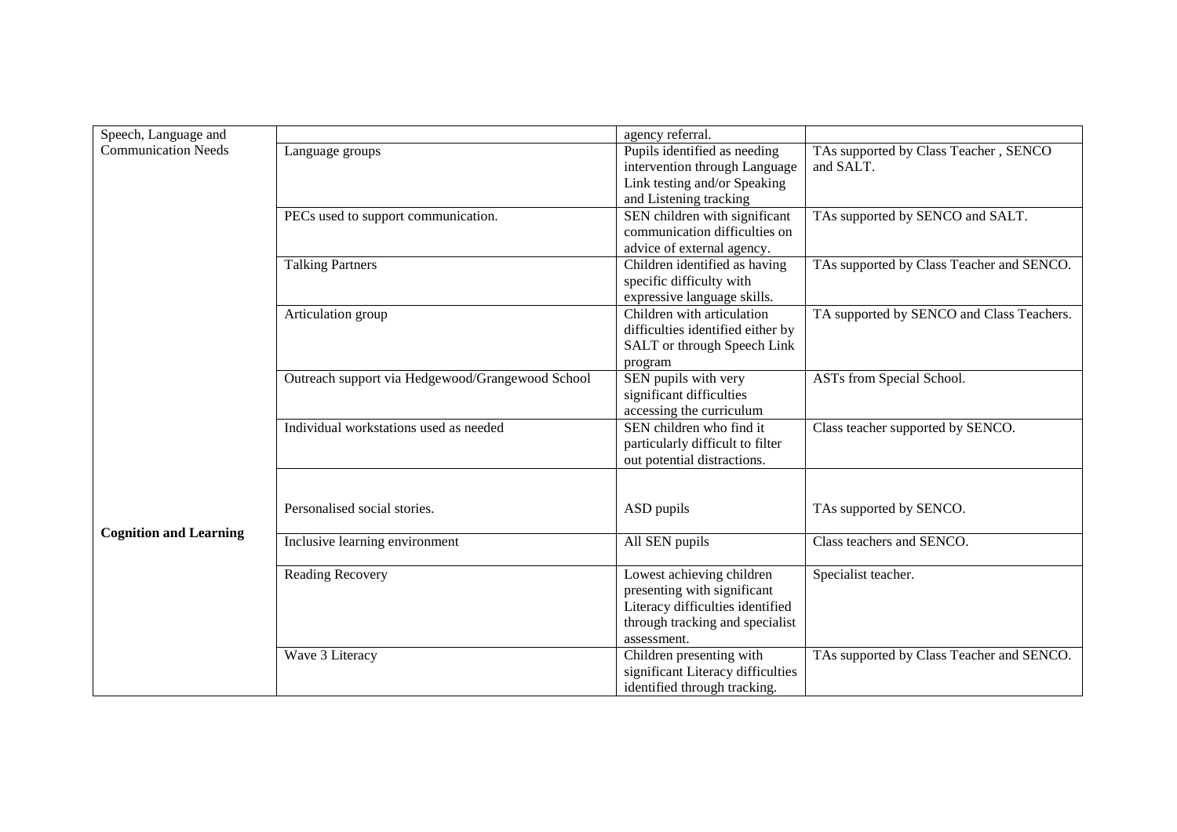| | | | |
|---|---|---|---|
| Speech, Language and Communication Needs | | agency referral. | |
| | Language groups | Pupils identified as needing intervention through Language Link testing and/or Speaking and Listening tracking | TAs supported by Class Teacher , SENCO and SALT. |
| | PECs used to support communication. | SEN children with significant communication difficulties on advice of external agency. | TAs supported by SENCO and SALT. |
| | Talking Partners | Children identified as having specific difficulty with expressive language skills. | TAs supported by Class Teacher and SENCO. |
| | Articulation group | Children with articulation difficulties identified either by SALT or through Speech Link program | TA supported by SENCO and Class Teachers. |
| | Outreach support via Hedgewood/Grangewood School | SEN pupils with very significant difficulties accessing the curriculum | ASTs from Special School. |
| | Individual workstations used as needed | SEN children who find it particularly difficult to filter out potential distractions. | Class teacher supported by SENCO. |
| | Personalised social stories. | ASD pupils | TAs supported by SENCO. |
| **Cognition and Learning** | Inclusive learning environment | All SEN pupils | Class teachers and SENCO. |
| | Reading Recovery | Lowest achieving children presenting with significant Literacy difficulties identified through tracking and specialist assessment. | Specialist teacher. |
| | Wave 3 Literacy | Children presenting with significant Literacy difficulties identified through tracking. | TAs supported by Class Teacher and SENCO. |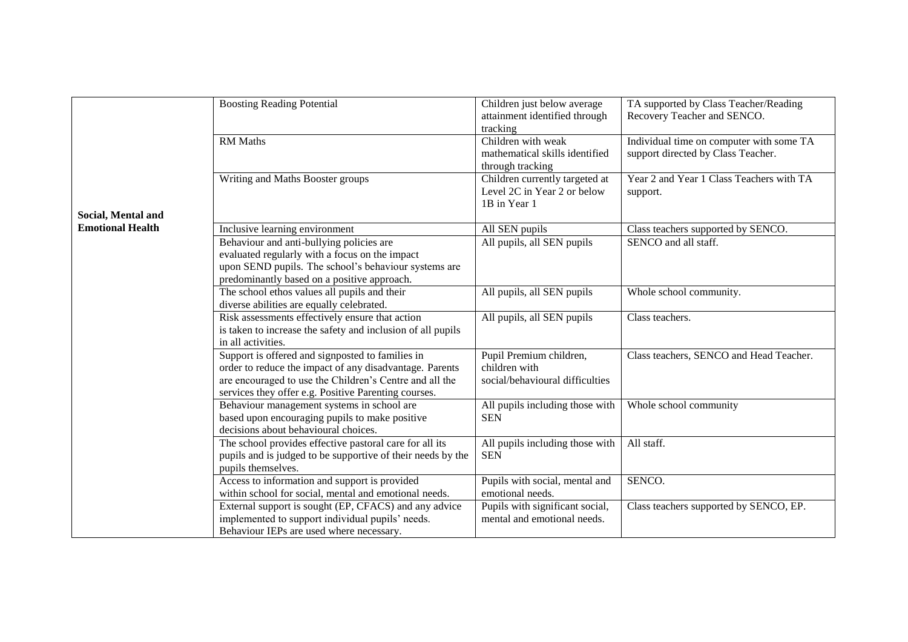| | | | |
|---|---|---|---|
| | Boosting Reading Potential | Children just below average attainment identified through tracking | TA supported by Class Teacher/Reading Recovery Teacher and SENCO. |
| | RM Maths | Children with weak mathematical skills identified through tracking | Individual time on computer with some TA support directed by Class Teacher. |
| | Writing and Maths Booster groups | Children currently targeted at Level 2C in Year 2 or below 1B in Year 1 | Year 2 and Year 1 Class Teachers with TA support. |
| **Social, Mental and Emotional Health** | Inclusive learning environment | All SEN pupils | Class teachers supported by SENCO. |
| | Behaviour and anti-bullying policies are evaluated regularly with a focus on the impact upon SEND pupils. The school's behaviour systems are predominantly based on a positive approach. | All pupils, all SEN pupils | SENCO and all staff. |
| | The school ethos values all pupils and their diverse abilities are equally celebrated. | All pupils, all SEN pupils | Whole school community. |
| | Risk assessments effectively ensure that action is taken to increase the safety and inclusion of all pupils in all activities. | All pupils, all SEN pupils | Class teachers. |
| | Support is offered and signposted to families in order to reduce the impact of any disadvantage. Parents are encouraged to use the Children's Centre and all the services they offer e.g. Positive Parenting courses. | Pupil Premium children, children with social/behavioural difficulties | Class teachers, SENCO and Head Teacher. |
| | Behaviour management systems in school are based upon encouraging pupils to make positive decisions about behavioural choices. | All pupils including those with SEN | Whole school community |
| | The school provides effective pastoral care for all its pupils and is judged to be supportive of their needs by the pupils themselves. | All pupils including those with SEN | All staff. |
| | Access to information and support is provided within school for social, mental and emotional needs. | Pupils with social, mental and emotional needs. | SENCO. |
| | External support is sought (EP, CFACS) and any advice implemented to support individual pupils' needs. Behaviour IEPs are used where necessary. | Pupils with significant social, mental and emotional needs. | Class teachers supported by SENCO, EP. |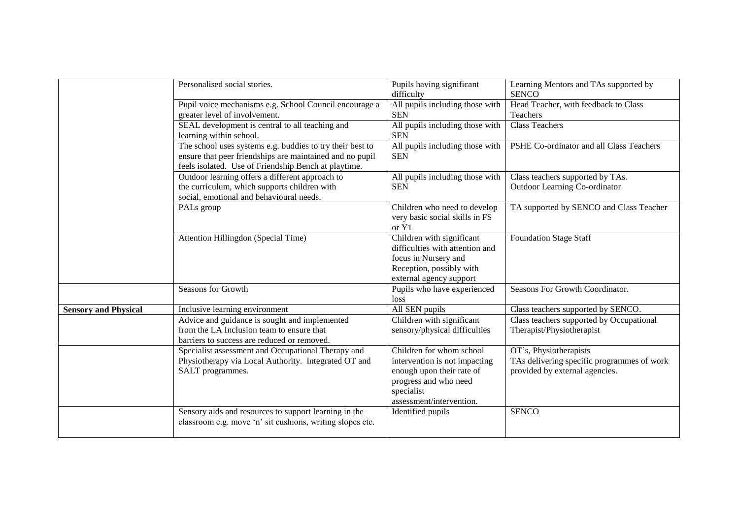| | | | |
|---|---|---|---|
| | Personalised social stories. | Pupils having significant difficulty | Learning Mentors and TAs supported by SENCO |
| | Pupil voice mechanisms e.g. School Council encourage a greater level of involvement. | All pupils including those with SEN | Head Teacher, with feedback to Class Teachers |
| | SEAL development is central to all teaching and learning within school. | All pupils including those with SEN | Class Teachers |
| | The school uses systems e.g. buddies to try their best to ensure that peer friendships are maintained and no pupil feels isolated. Use of Friendship Bench at playtime. | All pupils including those with SEN | PSHE Co-ordinator and all Class Teachers |
| | Outdoor learning offers a different approach to the curriculum, which supports children with social, emotional and behavioural needs. | All pupils including those with SEN | Class teachers supported by TAs. Outdoor Learning Co-ordinator |
| | PALs group | Children who need to develop very basic social skills in FS or Y1 | TA supported by SENCO and Class Teacher |
| | Attention Hillingdon (Special Time) | Children with significant difficulties with attention and focus in Nursery and Reception, possibly with external agency support | Foundation Stage Staff |
| | Seasons for Growth | Pupils who have experienced loss | Seasons For Growth Coordinator. |
| **Sensory and Physical** | Inclusive learning environment | All SEN pupils | Class teachers supported by SENCO. |
| | Advice and guidance is sought and implemented from the LA Inclusion team to ensure that barriers to success are reduced or removed. | Children with significant sensory/physical difficulties | Class teachers supported by Occupational Therapist/Physiotherapist |
| | Specialist assessment and Occupational Therapy and Physiotherapy via Local Authority. Integrated OT and SALT programmes. | Children for whom school intervention is not impacting enough upon their rate of progress and who need specialist assessment/intervention. | OT's, Physiotherapists<br>TAs delivering specific programmes of work provided by external agencies. |
| | Sensory aids and resources to support learning in the classroom e.g. move 'n' sit cushions, writing slopes etc. | Identified pupils | SENCO |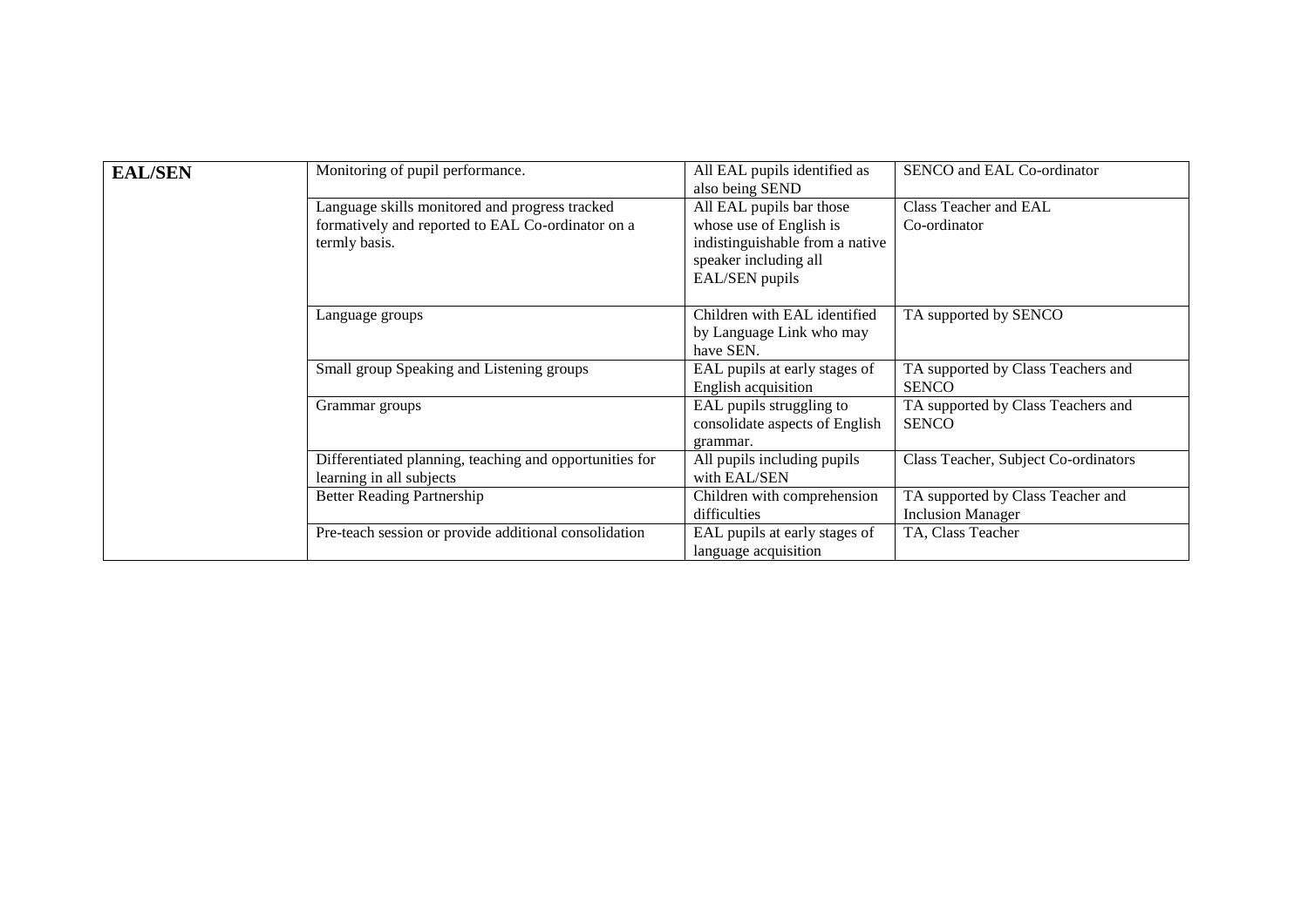| **EAL/SEN** | Monitoring of pupil performance. | All EAL pupils identified as also being SEND | SENCO and EAL Co-ordinator |
|---|---|---|---|
| | Language skills monitored and progress tracked formatively and reported to EAL Co-ordinator on a termly basis. | All EAL pupils bar those whose use of English is indistinguishable from a native speaker including all EAL/SEN pupils | Class Teacher and EAL Co-ordinator |
| | Language groups | Children with EAL identified by Language Link who may have SEN. | TA supported by SENCO |
| | Small group Speaking and Listening groups | EAL pupils at early stages of English acquisition | TA supported by Class Teachers and SENCO |
| | Grammar groups | EAL pupils struggling to consolidate aspects of English grammar. | TA supported by Class Teachers and SENCO |
| | Differentiated planning, teaching and opportunities for learning in all subjects | All pupils including pupils with EAL/SEN | Class Teacher, Subject Co-ordinators |
| | Better Reading Partnership | Children with comprehension difficulties | TA supported by Class Teacher and Inclusion Manager |
| | Pre-teach session or provide additional consolidation | EAL pupils at early stages of language acquisition | TA, Class Teacher |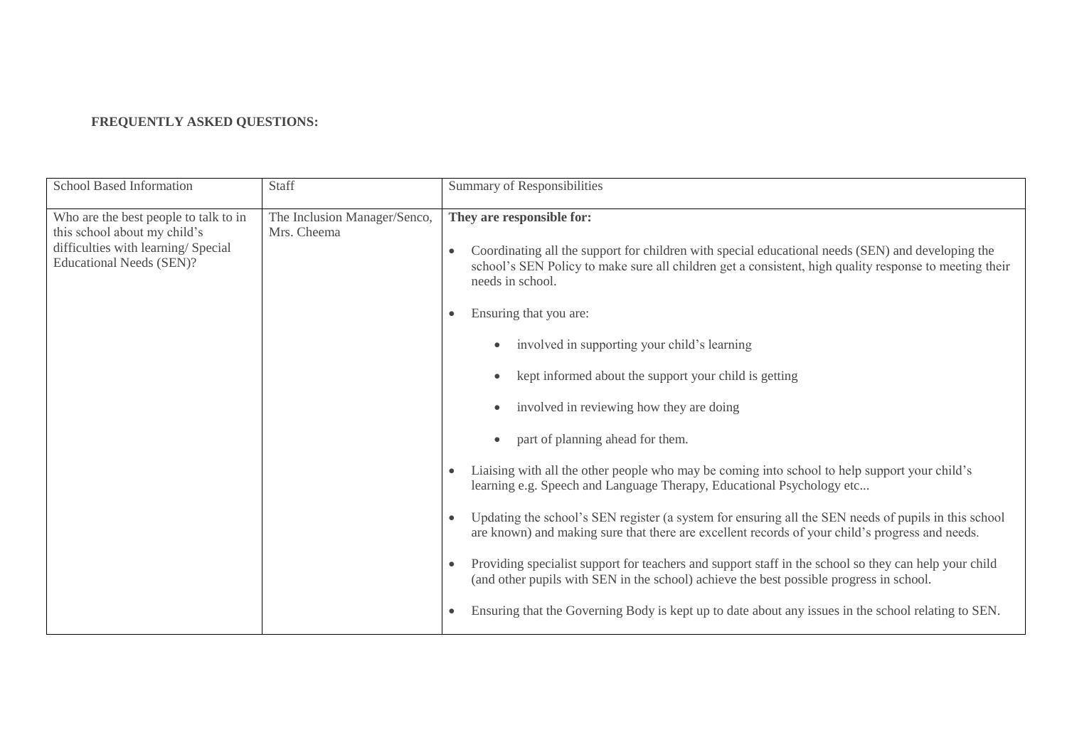**FREQUENTLY ASKED QUESTIONS:**

| School Based Information | Staff | Summary of Responsibilities |
| --- | --- | --- |
| Who are the best people to talk to in this school about my child's difficulties with learning/ Special Educational Needs (SEN)? | The Inclusion Manager/Senco, Mrs. Cheema | **They are responsible for:**<br><br>• Coordinating all the support for children with special educational needs (SEN) and developing the school's SEN Policy to make sure all children get a consistent, high quality response to meeting their needs in school.<br><br>• Ensuring that you are:<br>  ◦ involved in supporting your child's learning<br>  ◦ kept informed about the support your child is getting<br>  ◦ involved in reviewing how they are doing<br>  ◦ part of planning ahead for them.<br><br>• Liaising with all the other people who may be coming into school to help support your child's learning e.g. Speech and Language Therapy, Educational Psychology etc...<br><br>• Updating the school's SEN register (a system for ensuring all the SEN needs of pupils in this school are known) and making sure that there are excellent records of your child's progress and needs.<br><br>• Providing specialist support for teachers and support staff in the school so they can help your child (and other pupils with SEN in the school) achieve the best possible progress in school.<br><br>• Ensuring that the Governing Body is kept up to date about any issues in the school relating to SEN. |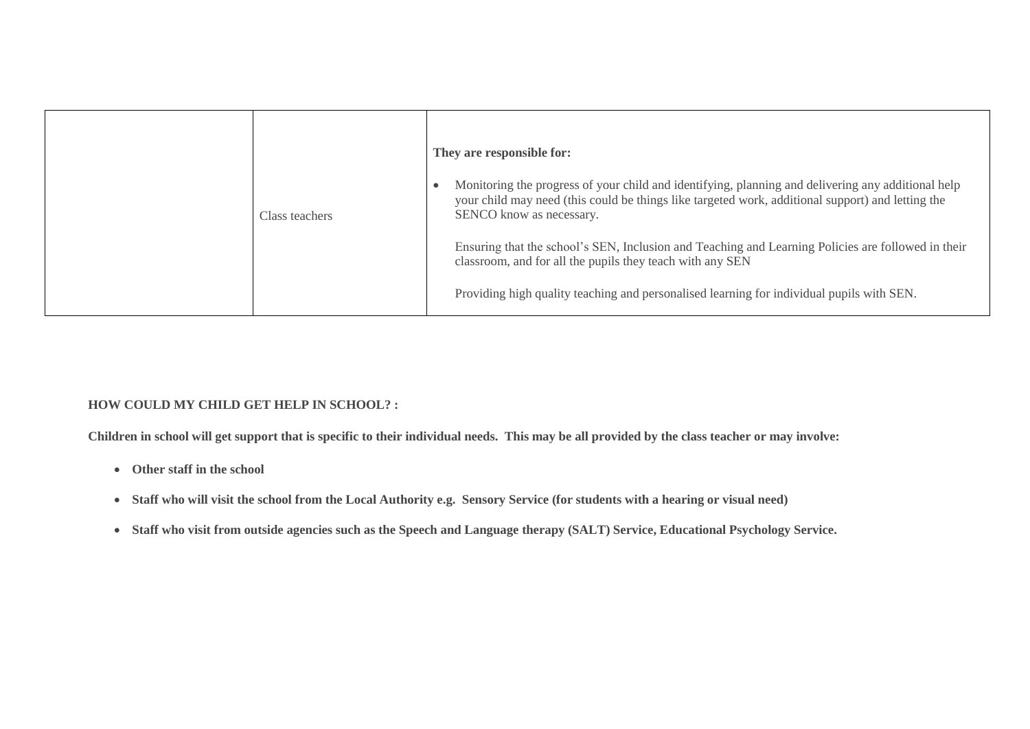| | | |
|---|---|---|
| | Class teachers | **They are responsible for:**<br><br>• Monitoring the progress of your child and identifying, planning and delivering any additional help your child may need (this could be things like targeted work, additional support) and letting the SENCO know as necessary.<br><br>Ensuring that the school's SEN, Inclusion and Teaching and Learning Policies are followed in their classroom, and for all the pupils they teach with any SEN<br><br>Providing high quality teaching and personalised learning for individual pupils with SEN. |

**HOW COULD MY CHILD GET HELP IN SCHOOL? :**

**Children in school will get support that is specific to their individual needs. This may be all provided by the class teacher or may involve:**

- **Other staff in the school**
- **Staff who will visit the school from the Local Authority e.g. Sensory Service (for students with a hearing or visual need)**
- **Staff who visit from outside agencies such as the Speech and Language therapy (SALT) Service, Educational Psychology Service.**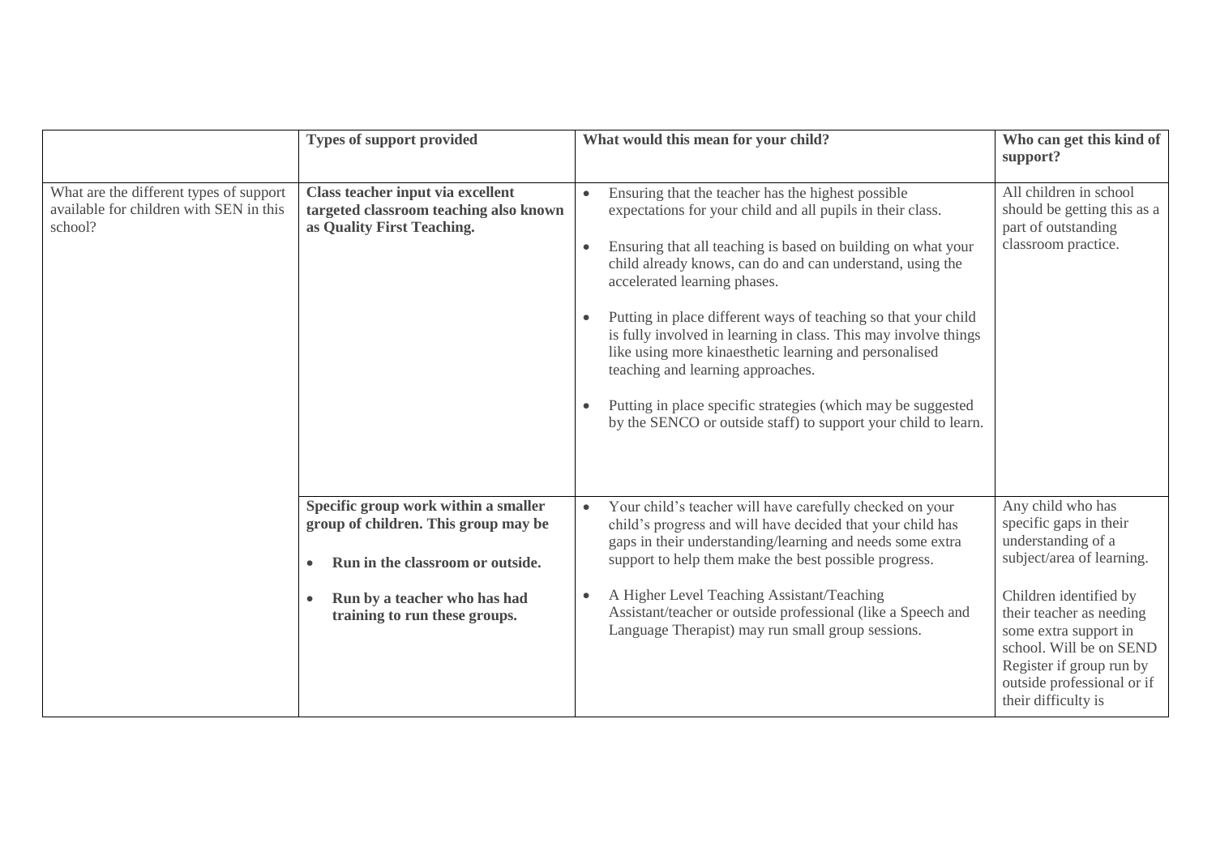| | Types of support provided | What would this mean for your child? | Who can get this kind of support? |
|---|---|---|---|
| What are the different types of support available for children with SEN in this school? | **Class teacher input via excellent targeted classroom teaching also known as Quality First Teaching.** | • Ensuring that the teacher has the highest possible expectations for your child and all pupils in their class.<br><br>• Ensuring that all teaching is based on building on what your child already knows, can do and can understand, using the accelerated learning phases.<br><br>• Putting in place different ways of teaching so that your child is fully involved in learning in class. This may involve things like using more kinaesthetic learning and personalised teaching and learning approaches.<br><br>• Putting in place specific strategies (which may be suggested by the SENCO or outside staff) to support your child to learn. | All children in school should be getting this as a part of outstanding classroom practice. |
| | **Specific group work within a smaller group of children. This group may be**<br><br>• **Run in the classroom or outside.**<br><br>• **Run by a teacher who has had training to run these groups.** | • Your child's teacher will have carefully checked on your child's progress and will have decided that your child has gaps in their understanding/learning and needs some extra support to help them make the best possible progress.<br><br>• A Higher Level Teaching Assistant/Teaching Assistant/teacher or outside professional (like a Speech and Language Therapist) may run small group sessions. | Any child who has specific gaps in their understanding of a subject/area of learning.<br><br>Children identified by their teacher as needing some extra support in school. Will be on SEND Register if group run by outside professional or if their difficulty is |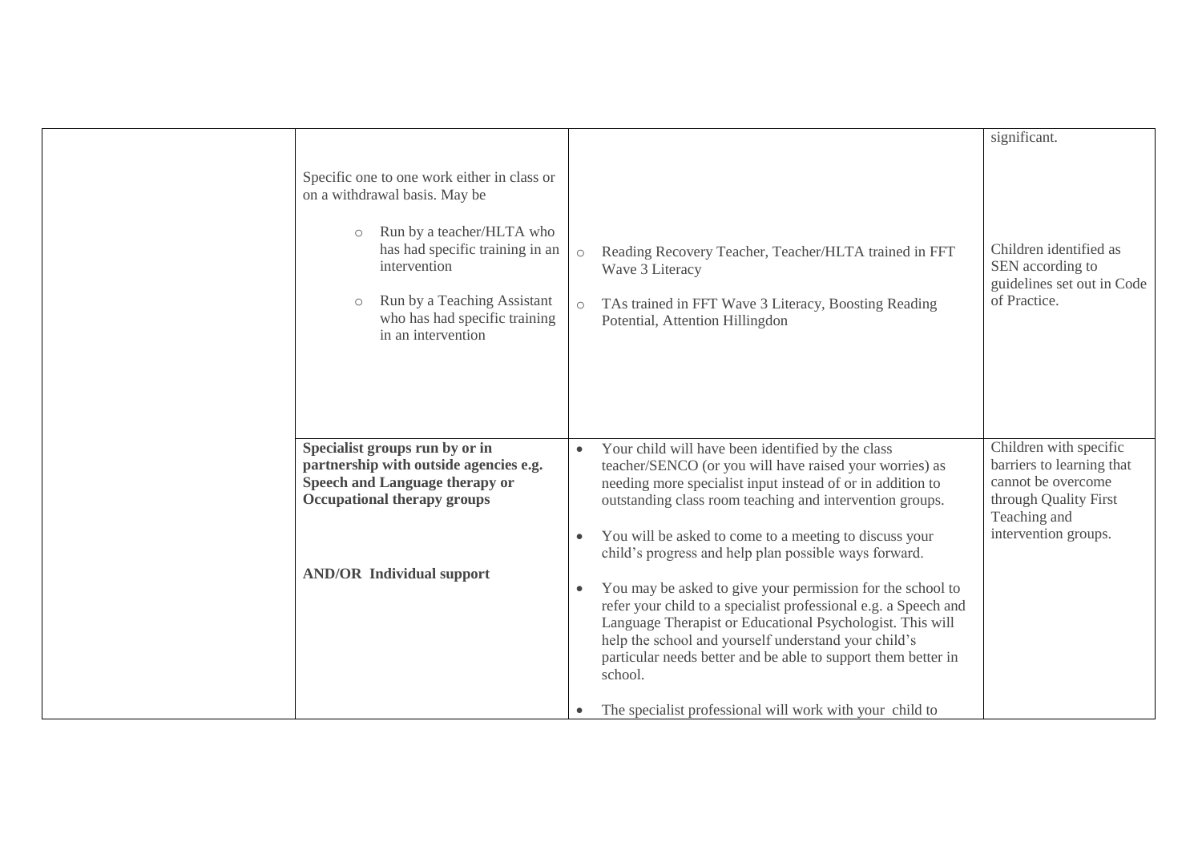| | | | |
|---|---|---|---|
| | Specific one to one work either in class or on a withdrawal basis. May be<br><br>○ Run by a teacher/HLTA who has had specific training in an intervention<br><br>○ Run by a Teaching Assistant who has had specific training in an intervention | ○ Reading Recovery Teacher, Teacher/HLTA trained in FFT Wave 3 Literacy<br><br>○ TAs trained in FFT Wave 3 Literacy, Boosting Reading Potential, Attention Hillingdon | significant.<br><br>Children identified as SEN according to guidelines set out in Code of Practice. |
| | **Specialist groups run by or in partnership with outside agencies e.g. Speech and Language therapy or Occupational therapy groups**<br><br>**AND/OR Individual support** | • Your child will have been identified by the class teacher/SENCO (or you will have raised your worries) as needing more specialist input instead of or in addition to outstanding class room teaching and intervention groups.<br><br>• You will be asked to come to a meeting to discuss your child's progress and help plan possible ways forward.<br><br>• You may be asked to give your permission for the school to refer your child to a specialist professional e.g. a Speech and Language Therapist or Educational Psychologist. This will help the school and yourself understand your child's particular needs better and be able to support them better in school.<br><br>• The specialist professional will work with your child to | Children with specific barriers to learning that cannot be overcome through Quality First Teaching and intervention groups. |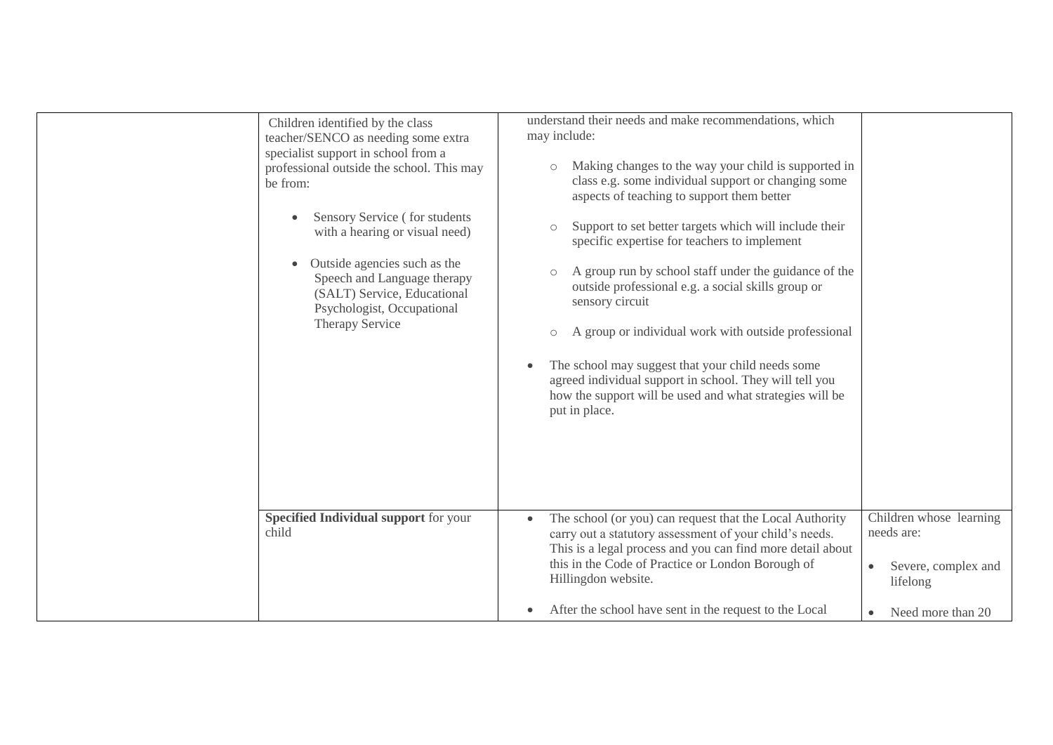|  |  |  |  |
|---|---|---|---|
|  | Children identified by the class teacher/SENCO as needing some extra specialist support in school from a professional outside the school. This may be from:<br><br>• Sensory Service ( for students with a hearing or visual need)<br>• Outside agencies such as the Speech and Language therapy (SALT) Service, Educational Psychologist, Occupational Therapy Service | understand their needs and make recommendations, which may include:<br><br>○ Making changes to the way your child is supported in class e.g. some individual support or changing some aspects of teaching to support them better<br>○ Support to set better targets which will include their specific expertise for teachers to implement<br>○ A group run by school staff under the guidance of the outside professional e.g. a social skills group or sensory circuit<br>○ A group or individual work with outside professional<br><br>• The school may suggest that your child needs some agreed individual support in school. They will tell you how the support will be used and what strategies will be put in place. |  |
|  | **Specified Individual support** for your child | • The school (or you) can request that the Local Authority carry out a statutory assessment of your child's needs. This is a legal process and you can find more detail about this in the Code of Practice or London Borough of Hillingdon website.<br><br>• After the school have sent in the request to the Local | Children whose learning needs are:<br><br>• Severe, complex and lifelong<br>• Need more than 20 |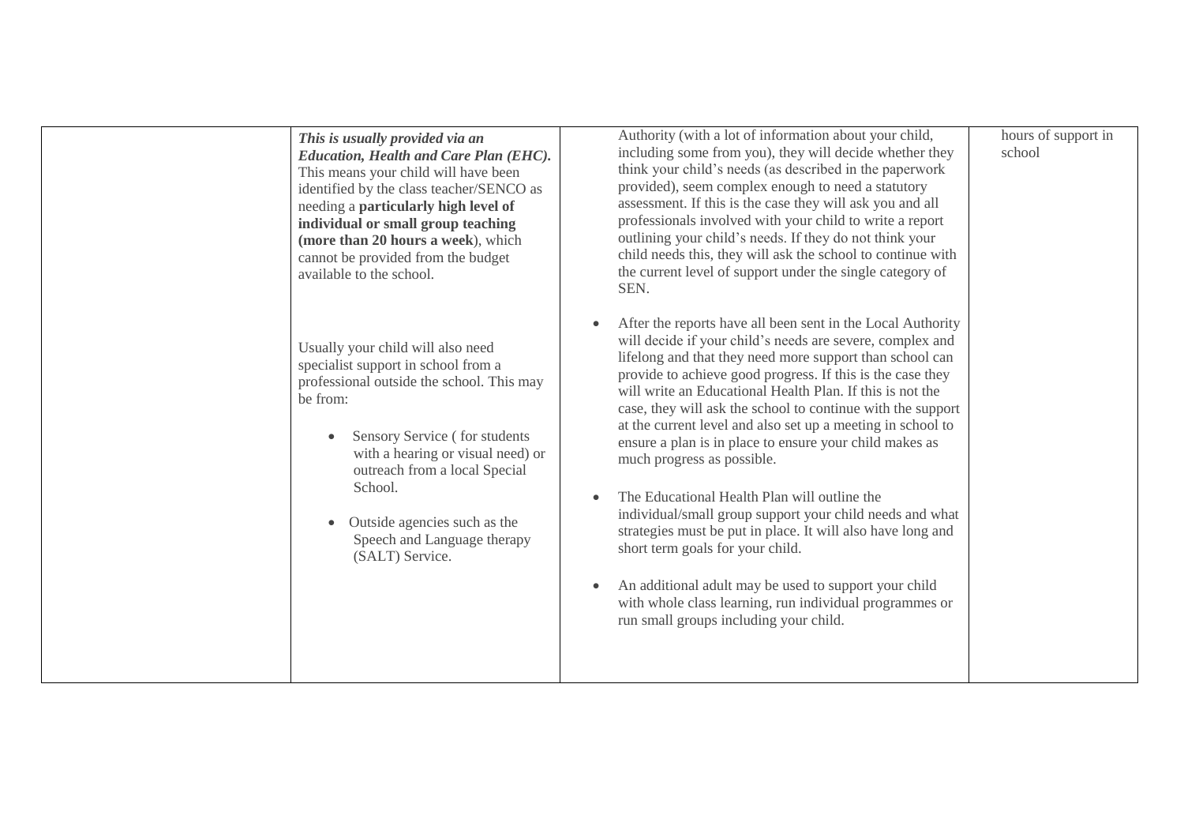| | | | |
|---|---|---|---|
| | ***This is usually provided via an Education, Health and Care Plan (EHC).*** This means your child will have been identified by the class teacher/SENCO as needing a **particularly high level of individual or small group teaching (more than 20 hours a week**), which cannot be provided from the budget available to the school.<br><br>Usually your child will also need specialist support in school from a professional outside the school. This may be from:<br><br>• Sensory Service ( for students with a hearing or visual need) or outreach from a local Special School.<br><br>• Outside agencies such as the Speech and Language therapy (SALT) Service. | Authority (with a lot of information about your child, including some from you), they will decide whether they think your child's needs (as described in the paperwork provided), seem complex enough to need a statutory assessment. If this is the case they will ask you and all professionals involved with your child to write a report outlining your child's needs. If they do not think your child needs this, they will ask the school to continue with the current level of support under the single category of SEN.<br><br>• After the reports have all been sent in the Local Authority will decide if your child's needs are severe, complex and lifelong and that they need more support than school can provide to achieve good progress. If this is the case they will write an Educational Health Plan. If this is not the case, they will ask the school to continue with the support at the current level and also set up a meeting in school to ensure a plan is in place to ensure your child makes as much progress as possible.<br><br>• The Educational Health Plan will outline the individual/small group support your child needs and what strategies must be put in place. It will also have long and short term goals for your child.<br><br>• An additional adult may be used to support your child with whole class learning, run individual programmes or run small groups including your child. | hours of support in school |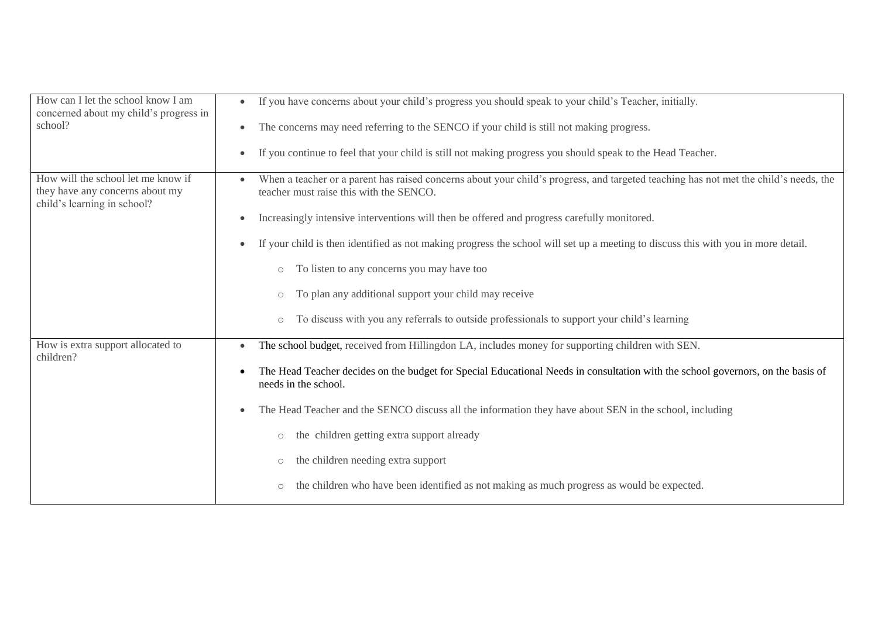| | |
|---|---|
| How can I let the school know I am concerned about my child's progress in school? | • If you have concerns about your child's progress you should speak to your child's Teacher, initially.<br>• The concerns may need referring to the SENCO if your child is still not making progress.<br>• If you continue to feel that your child is still not making progress you should speak to the Head Teacher. |
| How will the school let me know if they have any concerns about my child's learning in school? | • When a teacher or a parent has raised concerns about your child's progress, and targeted teaching has not met the child's needs, the teacher must raise this with the SENCO.<br>• Increasingly intensive interventions will then be offered and progress carefully monitored.<br>• If your child is then identified as not making progress the school will set up a meeting to discuss this with you in more detail.<br>&nbsp;&nbsp;&nbsp;&nbsp;○ To listen to any concerns you may have too<br>&nbsp;&nbsp;&nbsp;&nbsp;○ To plan any additional support your child may receive<br>&nbsp;&nbsp;&nbsp;&nbsp;○ To discuss with you any referrals to outside professionals to support your child's learning |
| How is extra support allocated to children? | • The school budget, received from Hillingdon LA, includes money for supporting children with SEN.<br>• The Head Teacher decides on the budget for Special Educational Needs in consultation with the school governors, on the basis of needs in the school.<br>• The Head Teacher and the SENCO discuss all the information they have about SEN in the school, including<br>&nbsp;&nbsp;&nbsp;&nbsp;○ the children getting extra support already<br>&nbsp;&nbsp;&nbsp;&nbsp;○ the children needing extra support<br>&nbsp;&nbsp;&nbsp;&nbsp;○ the children who have been identified as not making as much progress as would be expected. |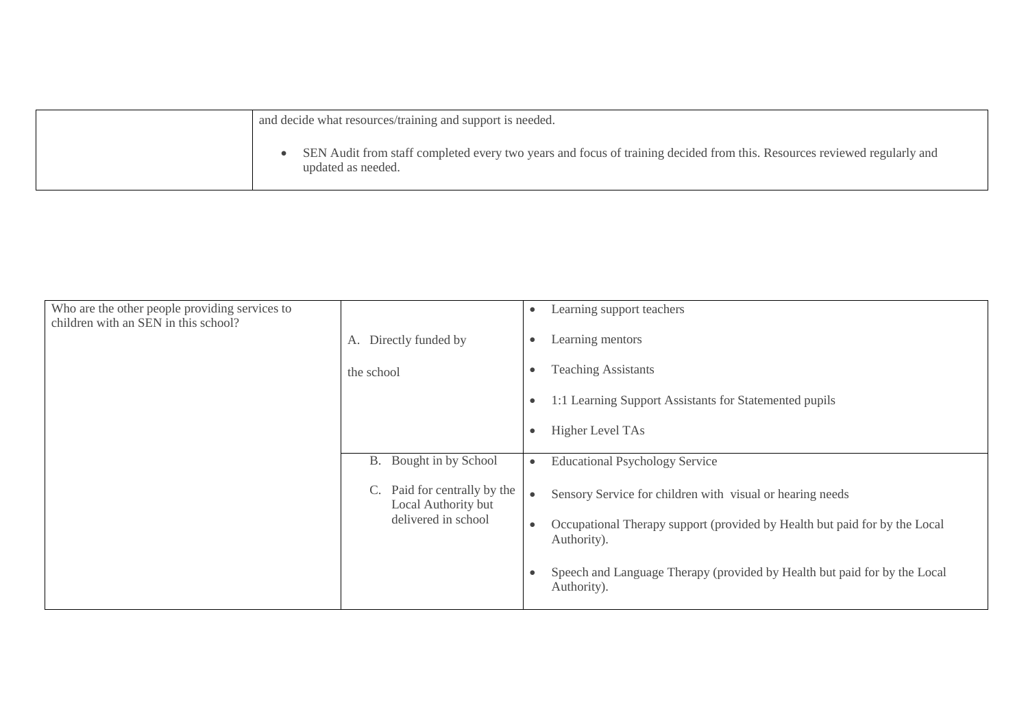| | |
|---|---|
| | and decide what resources/training and support is needed.<br><br>• SEN Audit from staff completed every two years and focus of training decided from this. Resources reviewed regularly and updated as needed. |

| | | |
|---|---|---|
| Who are the other people providing services to children with an SEN in this school? | A. Directly funded by<br><br>the school | • Learning support teachers<br>• Learning mentors<br>• Teaching Assistants<br>• 1:1 Learning Support Assistants for Statemented pupils<br>• Higher Level TAs |
| | B. Bought in by School<br><br>C. Paid for centrally by the Local Authority but delivered in school | • Educational Psychology Service<br>• Sensory Service for children with visual or hearing needs<br>• Occupational Therapy support (provided by Health but paid for by the Local Authority).<br>• Speech and Language Therapy (provided by Health but paid for by the Local Authority). |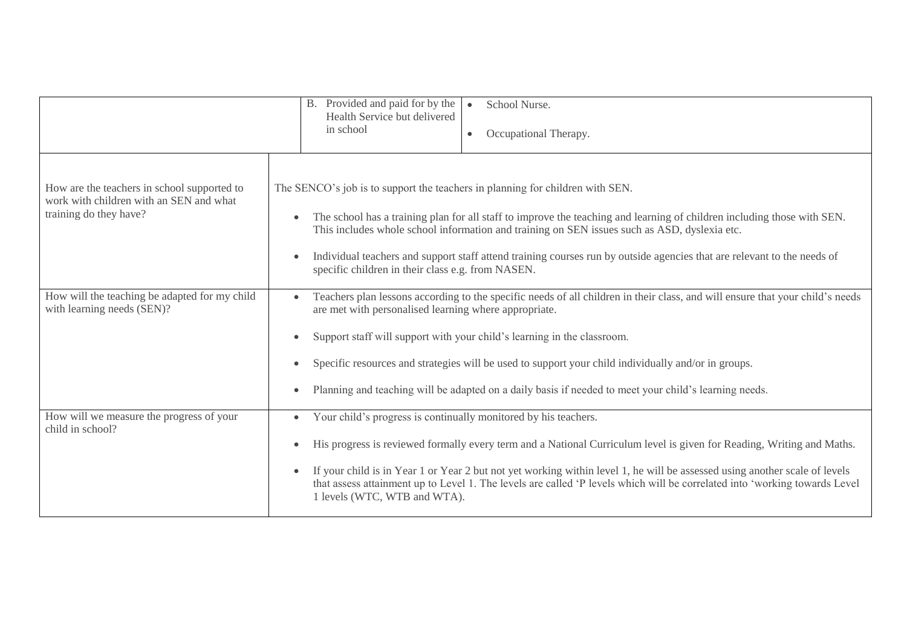| | | |
|---|---|---|
| | B. Provided and paid for by the Health Service but delivered in school | • School Nurse.<br><br>• Occupational Therapy. |
| How are the teachers in school supported to work with children with an SEN and what training do they have? | The SENCO's job is to support the teachers in planning for children with SEN.<br><br>• The school has a training plan for all staff to improve the teaching and learning of children including those with SEN. This includes whole school information and training on SEN issues such as ASD, dyslexia etc.<br><br>• Individual teachers and support staff attend training courses run by outside agencies that are relevant to the needs of specific children in their class e.g. from NASEN. | |
| How will the teaching be adapted for my child with learning needs (SEN)? | • Teachers plan lessons according to the specific needs of all children in their class, and will ensure that your child's needs are met with personalised learning where appropriate.<br><br>• Support staff will support with your child's learning in the classroom.<br><br>• Specific resources and strategies will be used to support your child individually and/or in groups.<br><br>• Planning and teaching will be adapted on a daily basis if needed to meet your child's learning needs. | |
| How will we measure the progress of your child in school? | • Your child's progress is continually monitored by his teachers.<br><br>• His progress is reviewed formally every term and a National Curriculum level is given for Reading, Writing and Maths.<br><br>• If your child is in Year 1 or Year 2 but not yet working within level 1, he will be assessed using another scale of levels that assess attainment up to Level 1. The levels are called 'P levels which will be correlated into 'working towards Level 1 levels (WTC, WTB and WTA). | |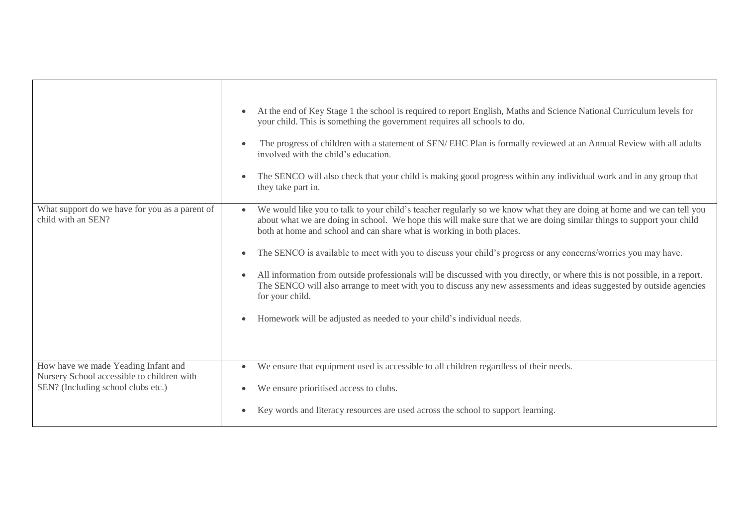| | |
|---|---|
| | • At the end of Key Stage 1 the school is required to report English, Maths and Science National Curriculum levels for your child. This is something the government requires all schools to do.<br><br>• The progress of children with a statement of SEN/ EHC Plan is formally reviewed at an Annual Review with all adults involved with the child's education.<br><br>• The SENCO will also check that your child is making good progress within any individual work and in any group that they take part in. |
| What support do we have for you as a parent of child with an SEN? | • We would like you to talk to your child's teacher regularly so we know what they are doing at home and we can tell you about what we are doing in school. We hope this will make sure that we are doing similar things to support your child both at home and school and can share what is working in both places.<br><br>• The SENCO is available to meet with you to discuss your child's progress or any concerns/worries you may have.<br><br>• All information from outside professionals will be discussed with you directly, or where this is not possible, in a report. The SENCO will also arrange to meet with you to discuss any new assessments and ideas suggested by outside agencies for your child.<br><br>• Homework will be adjusted as needed to your child's individual needs. |
| How have we made Yeading Infant and Nursery School accessible to children with SEN? (Including school clubs etc.) | • We ensure that equipment used is accessible to all children regardless of their needs.<br><br>• We ensure prioritised access to clubs.<br><br>• Key words and literacy resources are used across the school to support learning. |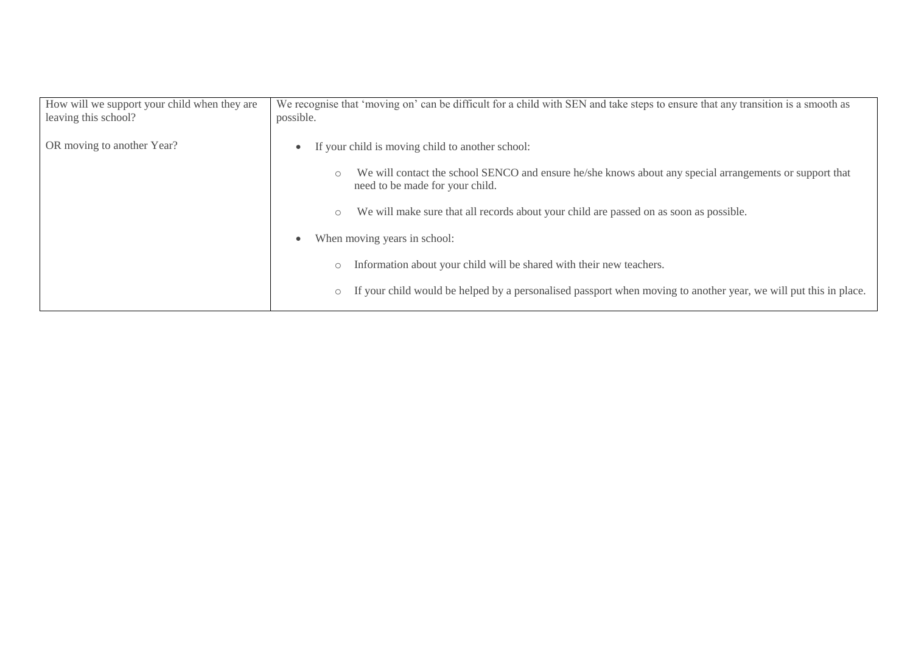| | |
|---|---|
| How will we support your child when they are leaving this school?<br><br>OR moving to another Year? | We recognise that 'moving on' can be difficult for a child with SEN and take steps to ensure that any transition is a smooth as possible.<br><br>• If your child is moving child to another school:<br>  ○ We will contact the school SENCO and ensure he/she knows about any special arrangements or support that need to be made for your child.<br>  ○ We will make sure that all records about your child are passed on as soon as possible.<br>• When moving years in school:<br>  ○ Information about your child will be shared with their new teachers.<br>  ○ If your child would be helped by a personalised passport when moving to another year, we will put this in place. |